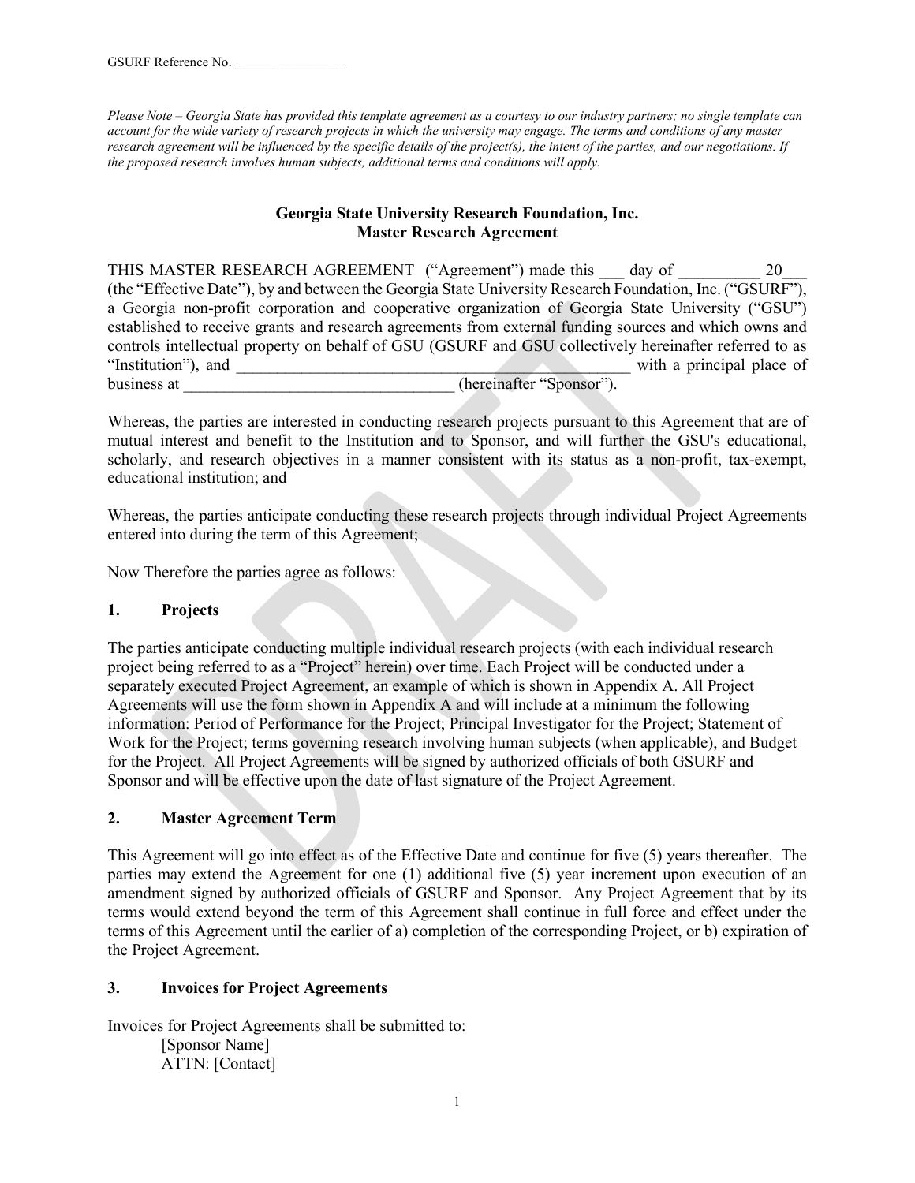GSURF Reference No. ________________

*Please Note – Georgia State has provided this template agreement as a courtesy to our industry partners; no single template can account for the wide variety of research projects in which the university may engage. The terms and conditions of any master research agreement will be influenced by the specific details of the project(s), the intent of the parties, and our negotiations. If the proposed research involves human subjects, additional terms and conditions will apply.*

**Georgia State University Research Foundation, Inc.**
**Master Research Agreement**

THIS MASTER RESEARCH AGREEMENT ("Agreement") made this ___ day of __________ 20___ (the "Effective Date"), by and between the Georgia State University Research Foundation, Inc. ("GSURF"), a Georgia non-profit corporation and cooperative organization of Georgia State University ("GSU") established to receive grants and research agreements from external funding sources and which owns and controls intellectual property on behalf of GSU (GSURF and GSU collectively hereinafter referred to as "Institution"), and __________________________________________________ with a principal place of business at _________________________________ (hereinafter "Sponsor").

Whereas, the parties are interested in conducting research projects pursuant to this Agreement that are of mutual interest and benefit to the Institution and to Sponsor, and will further the GSU's educational, scholarly, and research objectives in a manner consistent with its status as a non-profit, tax-exempt, educational institution; and

Whereas, the parties anticipate conducting these research projects through individual Project Agreements entered into during the term of this Agreement;

Now Therefore the parties agree as follows:

## 1. Projects

The parties anticipate conducting multiple individual research projects (with each individual research project being referred to as a "Project" herein) over time. Each Project will be conducted under a separately executed Project Agreement, an example of which is shown in Appendix A. All Project Agreements will use the form shown in Appendix A and will include at a minimum the following information: Period of Performance for the Project; Principal Investigator for the Project; Statement of Work for the Project; terms governing research involving human subjects (when applicable), and Budget for the Project. All Project Agreements will be signed by authorized officials of both GSURF and Sponsor and will be effective upon the date of last signature of the Project Agreement.

## 2. Master Agreement Term

This Agreement will go into effect as of the Effective Date and continue for five (5) years thereafter. The parties may extend the Agreement for one (1) additional five (5) year increment upon execution of an amendment signed by authorized officials of GSURF and Sponsor. Any Project Agreement that by its terms would extend beyond the term of this Agreement shall continue in full force and effect under the terms of this Agreement until the earlier of a) completion of the corresponding Project, or b) expiration of the Project Agreement.

## 3. Invoices for Project Agreements

Invoices for Project Agreements shall be submitted to:

[Sponsor Name]
ATTN: [Contact]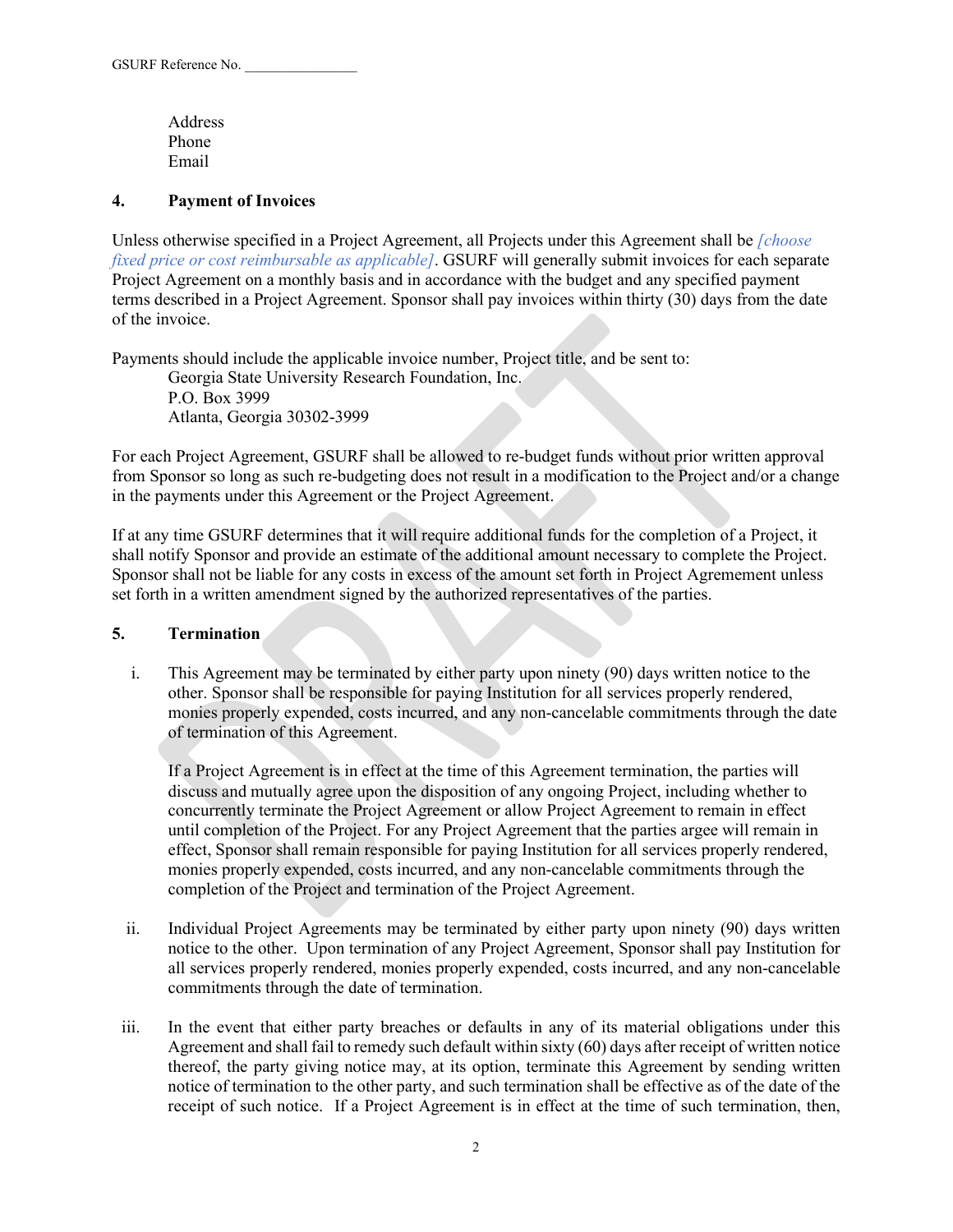Address
Phone
Email

## 4. Payment of Invoices

Unless otherwise specified in a Project Agreement, all Projects under this Agreement shall be *[choose fixed price or cost reimbursable as applicable]*. GSURF will generally submit invoices for each separate Project Agreement on a monthly basis and in accordance with the budget and any specified payment terms described in a Project Agreement. Sponsor shall pay invoices within thirty (30) days from the date of the invoice.

Payments should include the applicable invoice number, Project title, and be sent to:

Georgia State University Research Foundation, Inc.
P.O. Box 3999
Atlanta, Georgia 30302-3999

For each Project Agreement, GSURF shall be allowed to re-budget funds without prior written approval from Sponsor so long as such re-budgeting does not result in a modification to the Project and/or a change in the payments under this Agreement or the Project Agreement.

If at any time GSURF determines that it will require additional funds for the completion of a Project, it shall notify Sponsor and provide an estimate of the additional amount necessary to complete the Project. Sponsor shall not be liable for any costs in excess of the amount set forth in Project Agremement unless set forth in a written amendment signed by the authorized representatives of the parties.

## 5. Termination

i. This Agreement may be terminated by either party upon ninety (90) days written notice to the other. Sponsor shall be responsible for paying Institution for all services properly rendered, monies properly expended, costs incurred, and any non-cancelable commitments through the date of termination of this Agreement.

   If a Project Agreement is in effect at the time of this Agreement termination, the parties will discuss and mutually agree upon the disposition of any ongoing Project, including whether to concurrently terminate the Project Agreement or allow Project Agreement to remain in effect until completion of the Project. For any Project Agreement that the parties argee will remain in effect, Sponsor shall remain responsible for paying Institution for all services properly rendered, monies properly expended, costs incurred, and any non-cancelable commitments through the completion of the Project and termination of the Project Agreement.

ii. Individual Project Agreements may be terminated by either party upon ninety (90) days written notice to the other. Upon termination of any Project Agreement, Sponsor shall pay Institution for all services properly rendered, monies properly expended, costs incurred, and any non-cancelable commitments through the date of termination.

iii. In the event that either party breaches or defaults in any of its material obligations under this Agreement and shall fail to remedy such default within sixty (60) days after receipt of written notice thereof, the party giving notice may, at its option, terminate this Agreement by sending written notice of termination to the other party, and such termination shall be effective as of the date of the receipt of such notice. If a Project Agreement is in effect at the time of such termination, then,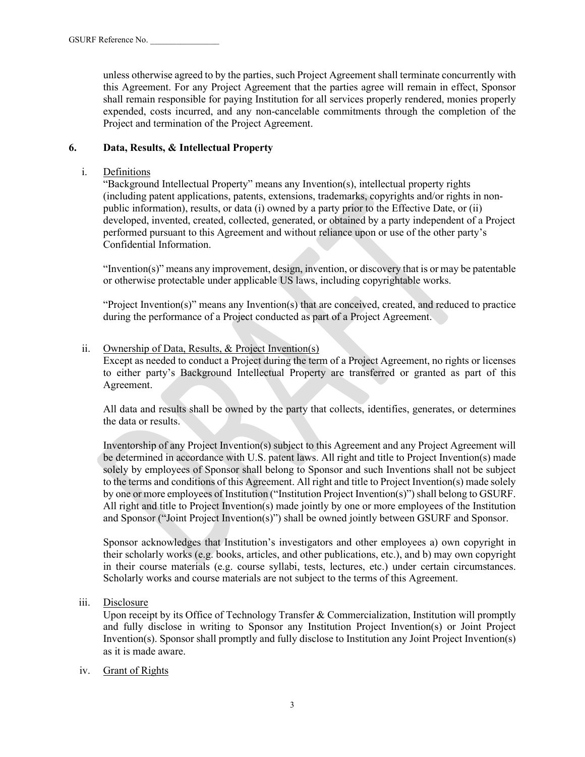unless otherwise agreed to by the parties, such Project Agreement shall terminate concurrently with this Agreement. For any Project Agreement that the parties agree will remain in effect, Sponsor shall remain responsible for paying Institution for all services properly rendered, monies properly expended, costs incurred, and any non-cancelable commitments through the completion of the Project and termination of the Project Agreement.

## 6. Data, Results, & Intellectual Property

i. Definitions

"Background Intellectual Property" means any Invention(s), intellectual property rights (including patent applications, patents, extensions, trademarks, copyrights and/or rights in non-public information), results, or data (i) owned by a party prior to the Effective Date, or (ii) developed, invented, created, collected, generated, or obtained by a party independent of a Project performed pursuant to this Agreement and without reliance upon or use of the other party's Confidential Information.

"Invention(s)" means any improvement, design, invention, or discovery that is or may be patentable or otherwise protectable under applicable US laws, including copyrightable works.

"Project Invention(s)" means any Invention(s) that are conceived, created, and reduced to practice during the performance of a Project conducted as part of a Project Agreement.

ii. Ownership of Data, Results, & Project Invention(s)

Except as needed to conduct a Project during the term of a Project Agreement, no rights or licenses to either party's Background Intellectual Property are transferred or granted as part of this Agreement.

All data and results shall be owned by the party that collects, identifies, generates, or determines the data or results.

Inventorship of any Project Invention(s) subject to this Agreement and any Project Agreement will be determined in accordance with U.S. patent laws. All right and title to Project Invention(s) made solely by employees of Sponsor shall belong to Sponsor and such Inventions shall not be subject to the terms and conditions of this Agreement. All right and title to Project Invention(s) made solely by one or more employees of Institution ("Institution Project Invention(s)") shall belong to GSURF. All right and title to Project Invention(s) made jointly by one or more employees of the Institution and Sponsor ("Joint Project Invention(s)") shall be owned jointly between GSURF and Sponsor.

Sponsor acknowledges that Institution's investigators and other employees a) own copyright in their scholarly works (e.g. books, articles, and other publications, etc.), and b) may own copyright in their course materials (e.g. course syllabi, tests, lectures, etc.) under certain circumstances. Scholarly works and course materials are not subject to the terms of this Agreement.

iii. Disclosure

Upon receipt by its Office of Technology Transfer & Commercialization, Institution will promptly and fully disclose in writing to Sponsor any Institution Project Invention(s) or Joint Project Invention(s). Sponsor shall promptly and fully disclose to Institution any Joint Project Invention(s) as it is made aware.

iv. Grant of Rights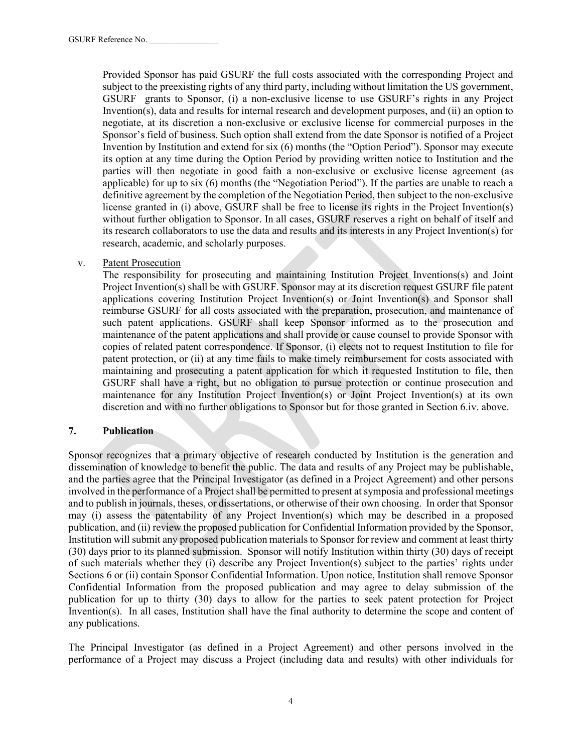Provided Sponsor has paid GSURF the full costs associated with the corresponding Project and subject to the preexisting rights of any third party, including without limitation the US government, GSURF grants to Sponsor, (i) a non-exclusive license to use GSURF's rights in any Project Invention(s), data and results for internal research and development purposes, and (ii) an option to negotiate, at its discretion a non-exclusive or exclusive license for commercial purposes in the Sponsor's field of business. Such option shall extend from the date Sponsor is notified of a Project Invention by Institution and extend for six (6) months (the "Option Period"). Sponsor may execute its option at any time during the Option Period by providing written notice to Institution and the parties will then negotiate in good faith a non-exclusive or exclusive license agreement (as applicable) for up to six (6) months (the "Negotiation Period"). If the parties are unable to reach a definitive agreement by the completion of the Negotiation Period, then subject to the non-exclusive license granted in (i) above, GSURF shall be free to license its rights in the Project Invention(s) without further obligation to Sponsor. In all cases, GSURF reserves a right on behalf of itself and its research collaborators to use the data and results and its interests in any Project Invention(s) for research, academic, and scholarly purposes.

v. Patent Prosecution

The responsibility for prosecuting and maintaining Institution Project Inventions(s) and Joint Project Invention(s) shall be with GSURF. Sponsor may at its discretion request GSURF file patent applications covering Institution Project Invention(s) or Joint Invention(s) and Sponsor shall reimburse GSURF for all costs associated with the preparation, prosecution, and maintenance of such patent applications. GSURF shall keep Sponsor informed as to the prosecution and maintenance of the patent applications and shall provide or cause counsel to provide Sponsor with copies of related patent correspondence. If Sponsor, (i) elects not to request Institution to file for patent protection, or (ii) at any time fails to make timely reimbursement for costs associated with maintaining and prosecuting a patent application for which it requested Institution to file, then GSURF shall have a right, but no obligation to pursue protection or continue prosecution and maintenance for any Institution Project Invention(s) or Joint Project Invention(s) at its own discretion and with no further obligations to Sponsor but for those granted in Section 6.iv. above.

## 7. Publication

Sponsor recognizes that a primary objective of research conducted by Institution is the generation and dissemination of knowledge to benefit the public. The data and results of any Project may be publishable, and the parties agree that the Principal Investigator (as defined in a Project Agreement) and other persons involved in the performance of a Project shall be permitted to present at symposia and professional meetings and to publish in journals, theses, or dissertations, or otherwise of their own choosing. In order that Sponsor may (i) assess the patentability of any Project Invention(s) which may be described in a proposed publication, and (ii) review the proposed publication for Confidential Information provided by the Sponsor, Institution will submit any proposed publication materials to Sponsor for review and comment at least thirty (30) days prior to its planned submission. Sponsor will notify Institution within thirty (30) days of receipt of such materials whether they (i) describe any Project Invention(s) subject to the parties' rights under Sections 6 or (ii) contain Sponsor Confidential Information. Upon notice, Institution shall remove Sponsor Confidential Information from the proposed publication and may agree to delay submission of the publication for up to thirty (30) days to allow for the parties to seek patent protection for Project Invention(s). In all cases, Institution shall have the final authority to determine the scope and content of any publications.

The Principal Investigator (as defined in a Project Agreement) and other persons involved in the performance of a Project may discuss a Project (including data and results) with other individuals for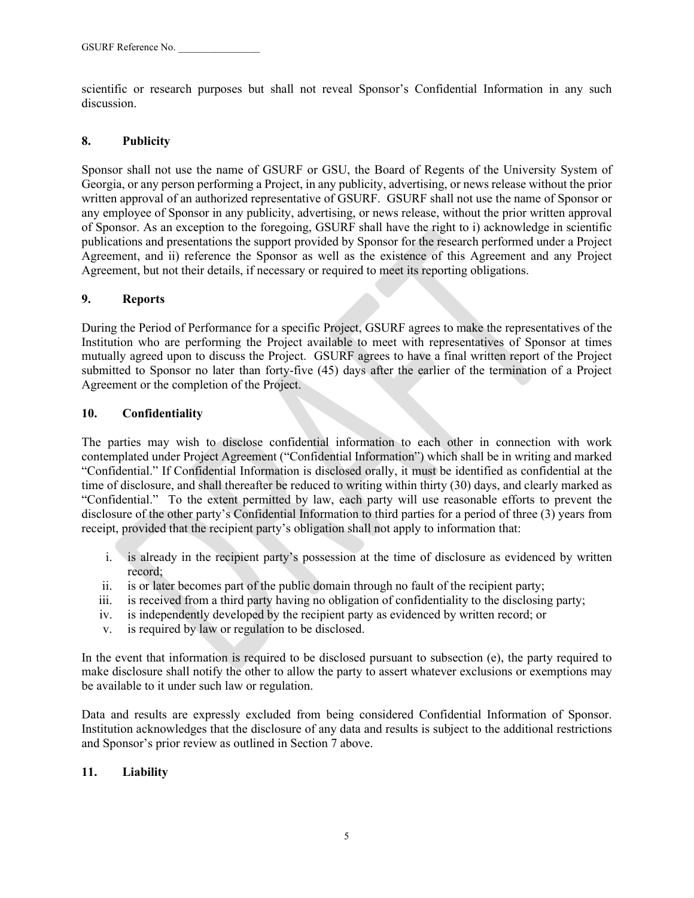scientific or research purposes but shall not reveal Sponsor's Confidential Information in any such discussion.

## 8. Publicity

Sponsor shall not use the name of GSURF or GSU, the Board of Regents of the University System of Georgia, or any person performing a Project, in any publicity, advertising, or news release without the prior written approval of an authorized representative of GSURF. GSURF shall not use the name of Sponsor or any employee of Sponsor in any publicity, advertising, or news release, without the prior written approval of Sponsor. As an exception to the foregoing, GSURF shall have the right to i) acknowledge in scientific publications and presentations the support provided by Sponsor for the research performed under a Project Agreement, and ii) reference the Sponsor as well as the existence of this Agreement and any Project Agreement, but not their details, if necessary or required to meet its reporting obligations.

## 9. Reports

During the Period of Performance for a specific Project, GSURF agrees to make the representatives of the Institution who are performing the Project available to meet with representatives of Sponsor at times mutually agreed upon to discuss the Project. GSURF agrees to have a final written report of the Project submitted to Sponsor no later than forty-five (45) days after the earlier of the termination of a Project Agreement or the completion of the Project.

## 10. Confidentiality

The parties may wish to disclose confidential information to each other in connection with work contemplated under Project Agreement ("Confidential Information") which shall be in writing and marked "Confidential." If Confidential Information is disclosed orally, it must be identified as confidential at the time of disclosure, and shall thereafter be reduced to writing within thirty (30) days, and clearly marked as "Confidential." To the extent permitted by law, each party will use reasonable efforts to prevent the disclosure of the other party's Confidential Information to third parties for a period of three (3) years from receipt, provided that the recipient party's obligation shall not apply to information that:

i. is already in the recipient party's possession at the time of disclosure as evidenced by written record;
ii. is or later becomes part of the public domain through no fault of the recipient party;
iii. is received from a third party having no obligation of confidentiality to the disclosing party;
iv. is independently developed by the recipient party as evidenced by written record; or
v. is required by law or regulation to be disclosed.

In the event that information is required to be disclosed pursuant to subsection (e), the party required to make disclosure shall notify the other to allow the party to assert whatever exclusions or exemptions may be available to it under such law or regulation.

Data and results are expressly excluded from being considered Confidential Information of Sponsor. Institution acknowledges that the disclosure of any data and results is subject to the additional restrictions and Sponsor's prior review as outlined in Section 7 above.

## 11. Liability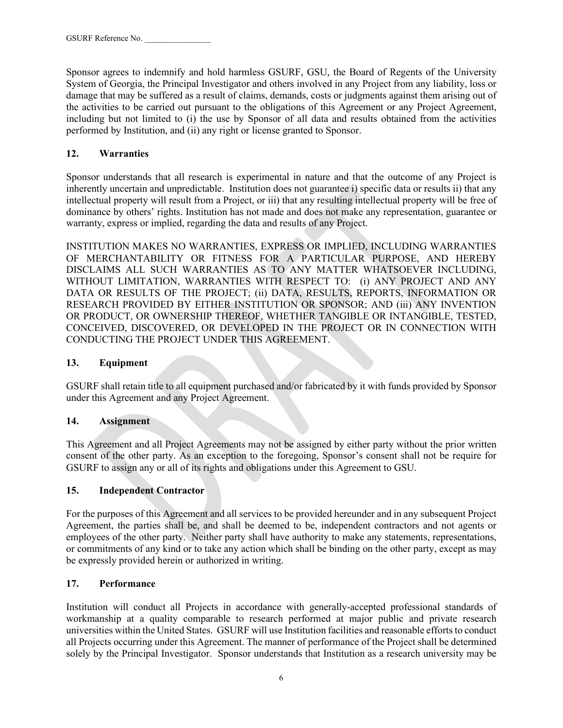Sponsor agrees to indemnify and hold harmless GSURF, GSU, the Board of Regents of the University System of Georgia, the Principal Investigator and others involved in any Project from any liability, loss or damage that may be suffered as a result of claims, demands, costs or judgments against them arising out of the activities to be carried out pursuant to the obligations of this Agreement or any Project Agreement, including but not limited to (i) the use by Sponsor of all data and results obtained from the activities performed by Institution, and (ii) any right or license granted to Sponsor.

## 12. Warranties

Sponsor understands that all research is experimental in nature and that the outcome of any Project is inherently uncertain and unpredictable. Institution does not guarantee i) specific data or results ii) that any intellectual property will result from a Project, or iii) that any resulting intellectual property will be free of dominance by others' rights. Institution has not made and does not make any representation, guarantee or warranty, express or implied, regarding the data and results of any Project.

INSTITUTION MAKES NO WARRANTIES, EXPRESS OR IMPLIED, INCLUDING WARRANTIES OF MERCHANTABILITY OR FITNESS FOR A PARTICULAR PURPOSE, AND HEREBY DISCLAIMS ALL SUCH WARRANTIES AS TO ANY MATTER WHATSOEVER INCLUDING, WITHOUT LIMITATION, WARRANTIES WITH RESPECT TO: (i) ANY PROJECT AND ANY DATA OR RESULTS OF THE PROJECT; (ii) DATA, RESULTS, REPORTS, INFORMATION OR RESEARCH PROVIDED BY EITHER INSTITUTION OR SPONSOR; AND (iii) ANY INVENTION OR PRODUCT, OR OWNERSHIP THEREOF, WHETHER TANGIBLE OR INTANGIBLE, TESTED, CONCEIVED, DISCOVERED, OR DEVELOPED IN THE PROJECT OR IN CONNECTION WITH CONDUCTING THE PROJECT UNDER THIS AGREEMENT.

## 13. Equipment

GSURF shall retain title to all equipment purchased and/or fabricated by it with funds provided by Sponsor under this Agreement and any Project Agreement.

## 14. Assignment

This Agreement and all Project Agreements may not be assigned by either party without the prior written consent of the other party. As an exception to the foregoing, Sponsor's consent shall not be require for GSURF to assign any or all of its rights and obligations under this Agreement to GSU.

## 15. Independent Contractor

For the purposes of this Agreement and all services to be provided hereunder and in any subsequent Project Agreement, the parties shall be, and shall be deemed to be, independent contractors and not agents or employees of the other party. Neither party shall have authority to make any statements, representations, or commitments of any kind or to take any action which shall be binding on the other party, except as may be expressly provided herein or authorized in writing.

## 17. Performance

Institution will conduct all Projects in accordance with generally-accepted professional standards of workmanship at a quality comparable to research performed at major public and private research universities within the United States. GSURF will use Institution facilities and reasonable efforts to conduct all Projects occurring under this Agreement. The manner of performance of the Project shall be determined solely by the Principal Investigator. Sponsor understands that Institution as a research university may be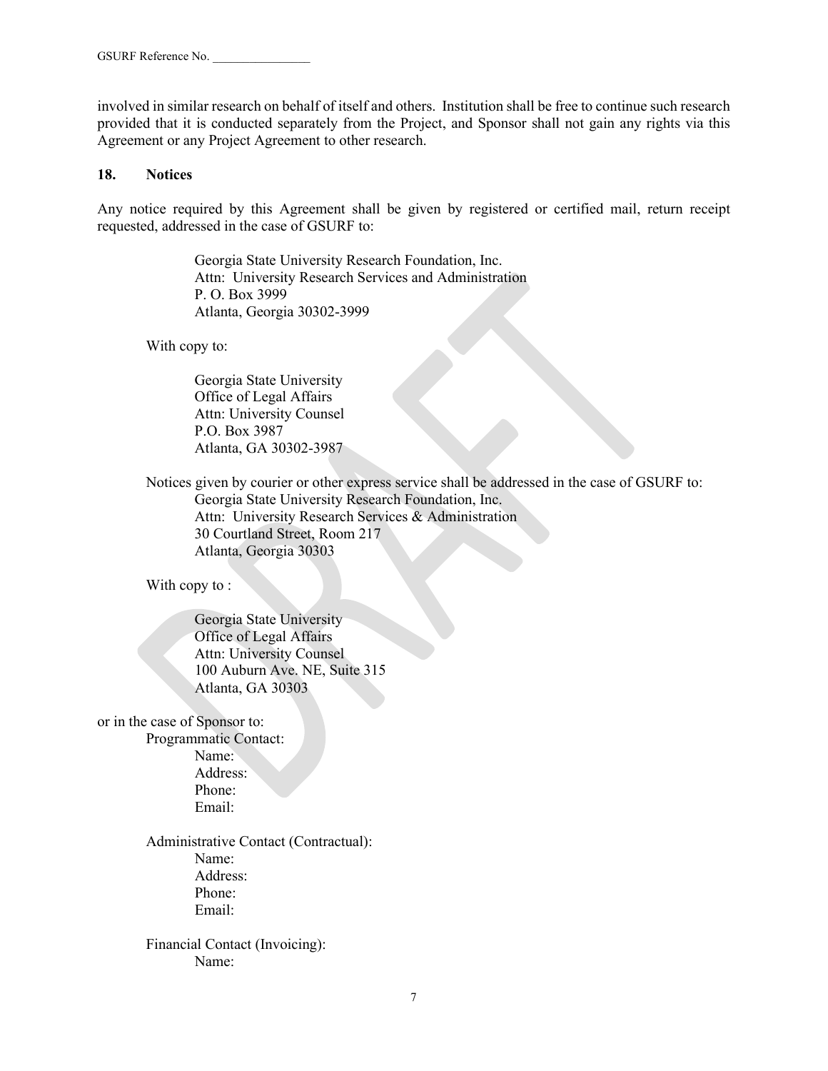involved in similar research on behalf of itself and others. Institution shall be free to continue such research provided that it is conducted separately from the Project, and Sponsor shall not gain any rights via this Agreement or any Project Agreement to other research.

## 18. Notices

Any notice required by this Agreement shall be given by registered or certified mail, return receipt requested, addressed in the case of GSURF to:

> Georgia State University Research Foundation, Inc.
> Attn: University Research Services and Administration
> P. O. Box 3999
> Atlanta, Georgia 30302-3999

With copy to:

> Georgia State University
> Office of Legal Affairs
> Attn: University Counsel
> P.O. Box 3987
> Atlanta, GA 30302-3987

Notices given by courier or other express service shall be addressed in the case of GSURF to:

> Georgia State University Research Foundation, Inc.
> Attn: University Research Services & Administration
> 30 Courtland Street, Room 217
> Atlanta, Georgia 30303

With copy to :

> Georgia State University
> Office of Legal Affairs
> Attn: University Counsel
> 100 Auburn Ave. NE, Suite 315
> Atlanta, GA 30303

or in the case of Sponsor to:

Programmatic Contact:
- Name:
- Address:
- Phone:
- Email:

Administrative Contact (Contractual):
- Name:
- Address:
- Phone:
- Email:

Financial Contact (Invoicing):
- Name: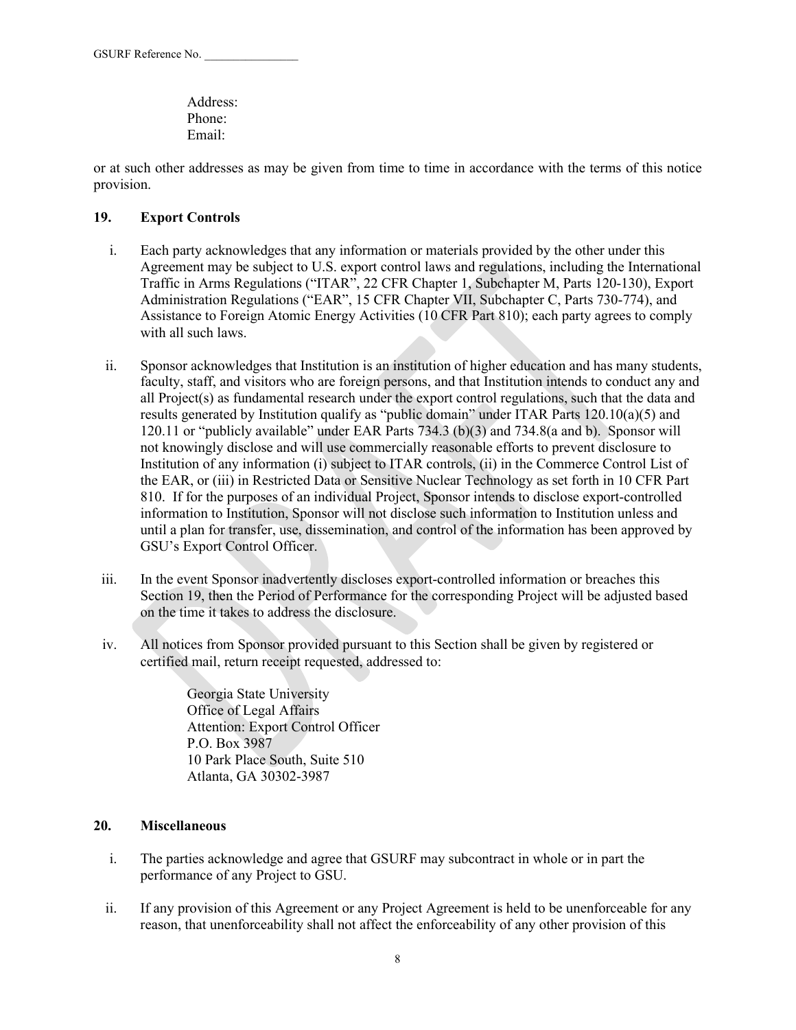Address:
Phone:
Email:

or at such other addresses as may be given from time to time in accordance with the terms of this notice provision.

**19. Export Controls**

i. Each party acknowledges that any information or materials provided by the other under this Agreement may be subject to U.S. export control laws and regulations, including the International Traffic in Arms Regulations ("ITAR", 22 CFR Chapter 1, Subchapter M, Parts 120-130), Export Administration Regulations ("EAR", 15 CFR Chapter VII, Subchapter C, Parts 730-774), and Assistance to Foreign Atomic Energy Activities (10 CFR Part 810); each party agrees to comply with all such laws.

ii. Sponsor acknowledges that Institution is an institution of higher education and has many students, faculty, staff, and visitors who are foreign persons, and that Institution intends to conduct any and all Project(s) as fundamental research under the export control regulations, such that the data and results generated by Institution qualify as "public domain" under ITAR Parts 120.10(a)(5) and 120.11 or "publicly available" under EAR Parts 734.3 (b)(3) and 734.8(a and b). Sponsor will not knowingly disclose and will use commercially reasonable efforts to prevent disclosure to Institution of any information (i) subject to ITAR controls, (ii) in the Commerce Control List of the EAR, or (iii) in Restricted Data or Sensitive Nuclear Technology as set forth in 10 CFR Part 810. If for the purposes of an individual Project, Sponsor intends to disclose export-controlled information to Institution, Sponsor will not disclose such information to Institution unless and until a plan for transfer, use, dissemination, and control of the information has been approved by GSU's Export Control Officer.

iii. In the event Sponsor inadvertently discloses export-controlled information or breaches this Section 19, then the Period of Performance for the corresponding Project will be adjusted based on the time it takes to address the disclosure.

iv. All notices from Sponsor provided pursuant to this Section shall be given by registered or certified mail, return receipt requested, addressed to:

Georgia State University
Office of Legal Affairs
Attention: Export Control Officer
P.O. Box 3987
10 Park Place South, Suite 510
Atlanta, GA 30302-3987

**20. Miscellaneous**

i. The parties acknowledge and agree that GSURF may subcontract in whole or in part the performance of any Project to GSU.

ii. If any provision of this Agreement or any Project Agreement is held to be unenforceable for any reason, that unenforceability shall not affect the enforceability of any other provision of this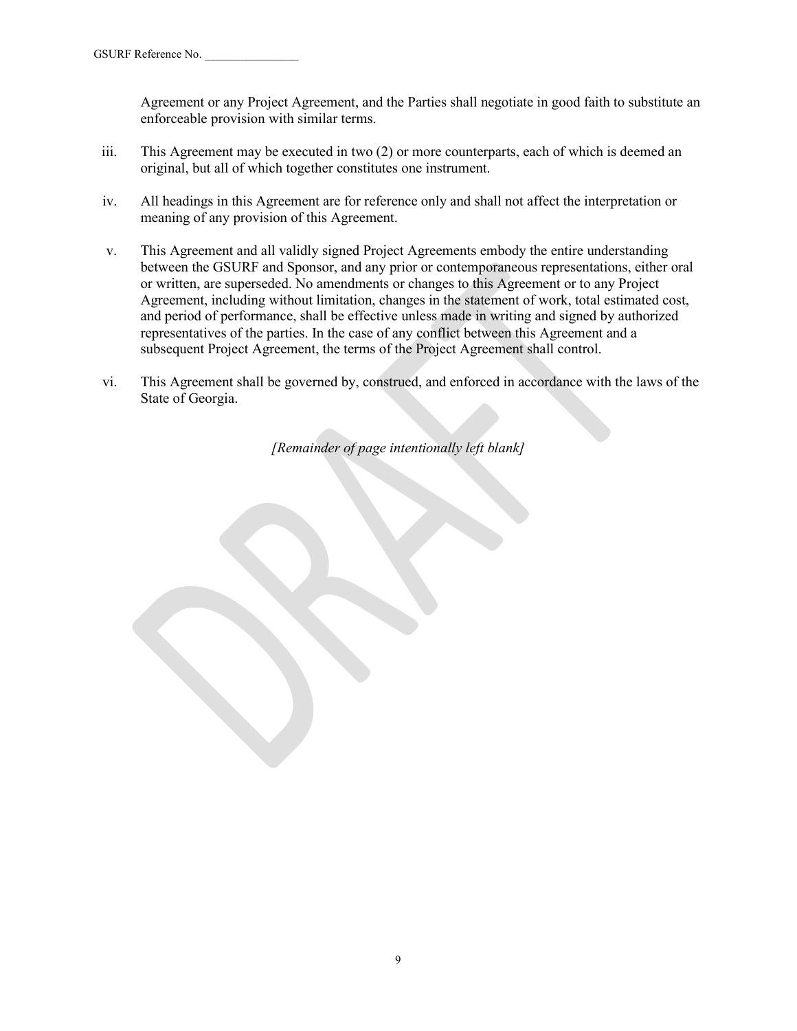Agreement or any Project Agreement, and the Parties shall negotiate in good faith to substitute an enforceable provision with similar terms.

iii. This Agreement may be executed in two (2) or more counterparts, each of which is deemed an original, but all of which together constitutes one instrument.

iv. All headings in this Agreement are for reference only and shall not affect the interpretation or meaning of any provision of this Agreement.

v. This Agreement and all validly signed Project Agreements embody the entire understanding between the GSURF and Sponsor, and any prior or contemporaneous representations, either oral or written, are superseded. No amendments or changes to this Agreement or to any Project Agreement, including without limitation, changes in the statement of work, total estimated cost, and period of performance, shall be effective unless made in writing and signed by authorized representatives of the parties. In the case of any conflict between this Agreement and a subsequent Project Agreement, the terms of the Project Agreement shall control.

vi. This Agreement shall be governed by, construed, and enforced in accordance with the laws of the State of Georgia.

*[Remainder of page intentionally left blank]*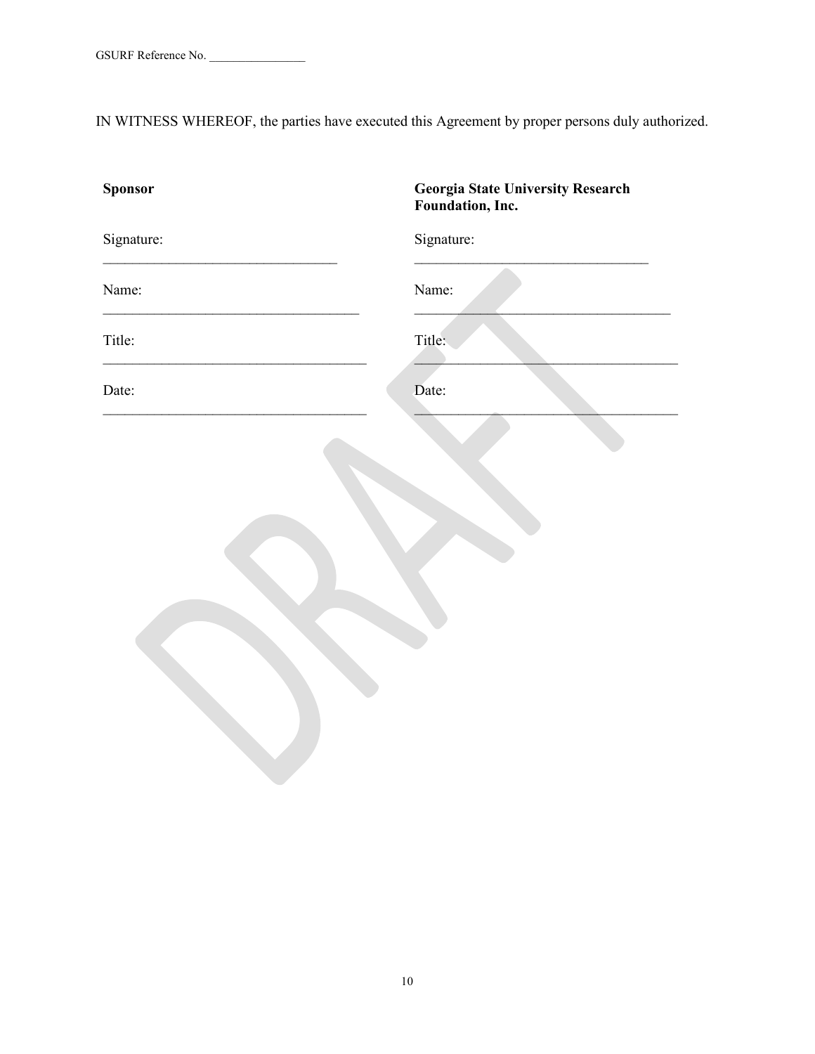IN WITNESS WHEREOF, the parties have executed this Agreement by proper persons duly authorized.

| **Sponsor** | **Georgia State University Research Foundation, Inc.** |
|---|---|
| Signature: ________________________________ | Signature: ________________________________ |
| Name: ____________________________________ | Name: ____________________________________ |
| Title: ____________________________________ | Title: ____________________________________ |
| Date: ____________________________________ | Date: ____________________________________ |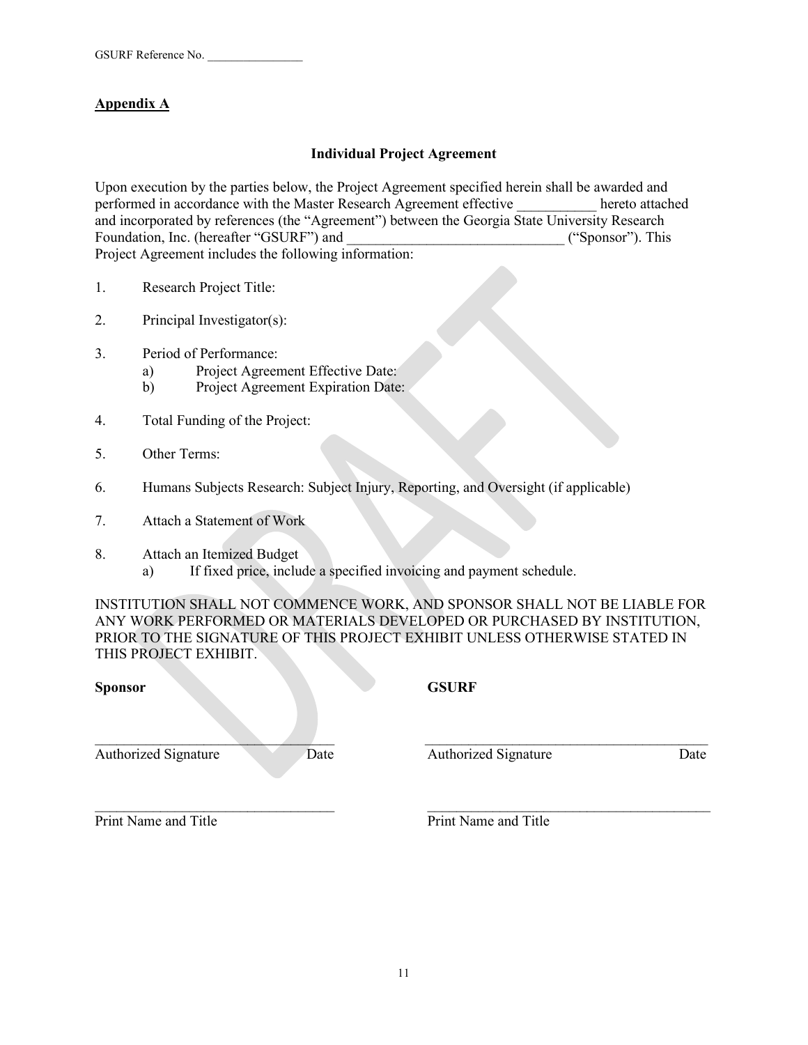GSURF Reference No. ________________

**Appendix A**

**Individual Project Agreement**

Upon execution by the parties below, the Project Agreement specified herein shall be awarded and performed in accordance with the Master Research Agreement effective ___________ hereto attached and incorporated by references (the "Agreement") between the Georgia State University Research Foundation, Inc. (hereafter "GSURF") and ______________________________ ("Sponsor"). This Project Agreement includes the following information:

1. Research Project Title:

2. Principal Investigator(s):

3. Period of Performance:
   a) Project Agreement Effective Date:
   b) Project Agreement Expiration Date:

4. Total Funding of the Project:

5. Other Terms:

6. Humans Subjects Research: Subject Injury, Reporting, and Oversight (if applicable)

7. Attach a Statement of Work

8. Attach an Itemized Budget
   a) If fixed price, include a specified invoicing and payment schedule.

INSTITUTION SHALL NOT COMMENCE WORK, AND SPONSOR SHALL NOT BE LIABLE FOR ANY WORK PERFORMED OR MATERIALS DEVELOPED OR PURCHASED BY INSTITUTION, PRIOR TO THE SIGNATURE OF THIS PROJECT EXHIBIT UNLESS OTHERWISE STATED IN THIS PROJECT EXHIBIT.

**Sponsor**

__________________________________
Authorized Signature Date

__________________________________
Print Name and Title

**GSURF**

__________________________________
Authorized Signature Date

__________________________________
Print Name and Title